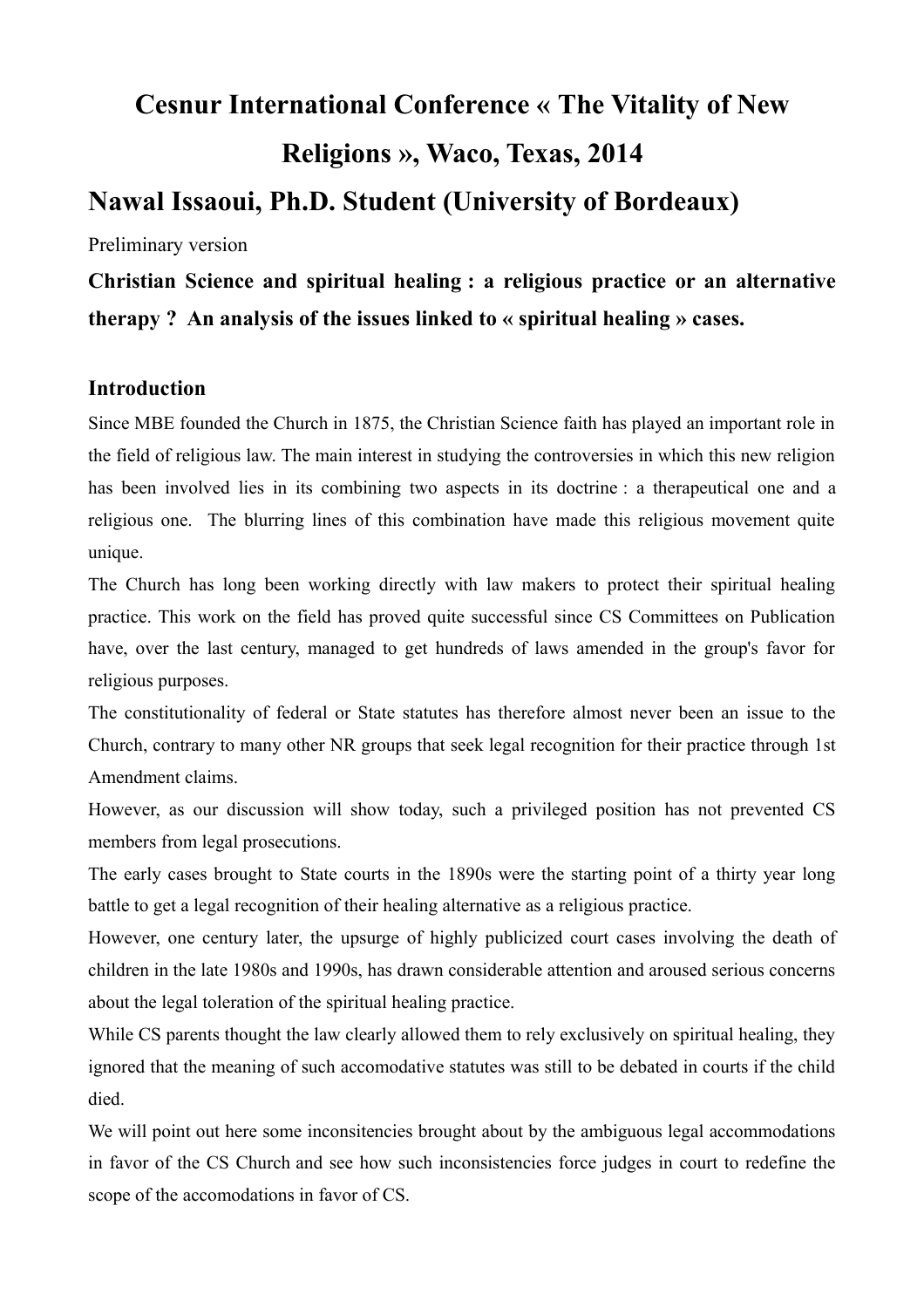# Cesnur International Conference « The Vitality of New Religions », Waco, Texas, 2014

## Nawal Issaoui, Ph.D. Student (University of Bordeaux)

Preliminary version

**Christian Science and spiritual healing : a religious practice or an alternative therapy ? An analysis of the issues linked to « spiritual healing » cases.**

### Introduction

Since MBE founded the Church in 1875, the Christian Science faith has played an important role in the field of religious law. The main interest in studying the controversies in which this new religion has been involved lies in its combining two aspects in its doctrine : a therapeutical one and a religious one. The blurring lines of this combination have made this religious movement quite unique.

The Church has long been working directly with law makers to protect their spiritual healing practice. This work on the field has proved quite successful since CS Committees on Publication have, over the last century, managed to get hundreds of laws amended in the group's favor for religious purposes.

The constitutionality of federal or State statutes has therefore almost never been an issue to the Church, contrary to many other NR groups that seek legal recognition for their practice through 1st Amendment claims.

However, as our discussion will show today, such a privileged position has not prevented CS members from legal prosecutions.

The early cases brought to State courts in the 1890s were the starting point of a thirty year long battle to get a legal recognition of their healing alternative as a religious practice.

However, one century later, the upsurge of highly publicized court cases involving the death of children in the late 1980s and 1990s, has drawn considerable attention and aroused serious concerns about the legal toleration of the spiritual healing practice.

While CS parents thought the law clearly allowed them to rely exclusively on spiritual healing, they ignored that the meaning of such accomodative statutes was still to be debated in courts if the child died.

We will point out here some inconsitencies brought about by the ambiguous legal accommodations in favor of the CS Church and see how such inconsistencies force judges in court to redefine the scope of the accomodations in favor of CS.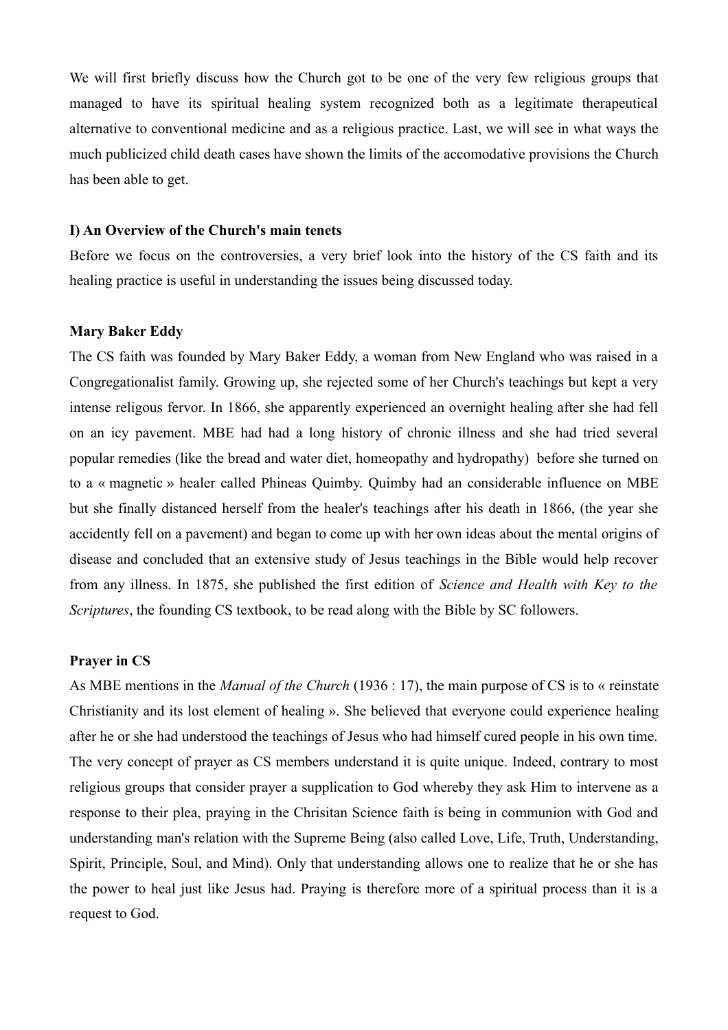We will first briefly discuss how the Church got to be one of the very few religious groups that managed to have its spiritual healing system recognized both as a legitimate therapeutical alternative to conventional medicine and as a religious practice. Last, we will see in what ways the much publicized child death cases have shown the limits of the accomodative provisions the Church has been able to get.

## I) An Overview of the Church's main tenets

Before we focus on the controversies, a very brief look into the history of the CS faith and its healing practice is useful in understanding the issues being discussed today.

### Mary Baker Eddy

The CS faith was founded by Mary Baker Eddy, a woman from New England who was raised in a Congregationalist family. Growing up, she rejected some of her Church's teachings but kept a very intense religous fervor. In 1866, she apparently experienced an overnight healing after she had fell on an icy pavement. MBE had had a long history of chronic illness and she had tried several popular remedies (like the bread and water diet, homeopathy and hydropathy) before she turned on to a « magnetic » healer called Phineas Quimby. Quimby had an considerable influence on MBE but she finally distanced herself from the healer's teachings after his death in 1866, (the year she accidently fell on a pavement) and began to come up with her own ideas about the mental origins of disease and concluded that an extensive study of Jesus teachings in the Bible would help recover from any illness. In 1875, she published the first edition of *Science and Health with Key to the Scriptures*, the founding CS textbook, to be read along with the Bible by SC followers.

### Prayer in CS

As MBE mentions in the *Manual of the Church* (1936 : 17), the main purpose of CS is to « reinstate Christianity and its lost element of healing ». She believed that everyone could experience healing after he or she had understood the teachings of Jesus who had himself cured people in his own time. The very concept of prayer as CS members understand it is quite unique. Indeed, contrary to most religious groups that consider prayer a supplication to God whereby they ask Him to intervene as a response to their plea, praying in the Chrisitan Science faith is being in communion with God and understanding man's relation with the Supreme Being (also called Love, Life, Truth, Understanding, Spirit, Principle, Soul, and Mind). Only that understanding allows one to realize that he or she has the power to heal just like Jesus had. Praying is therefore more of a spiritual process than it is a request to God.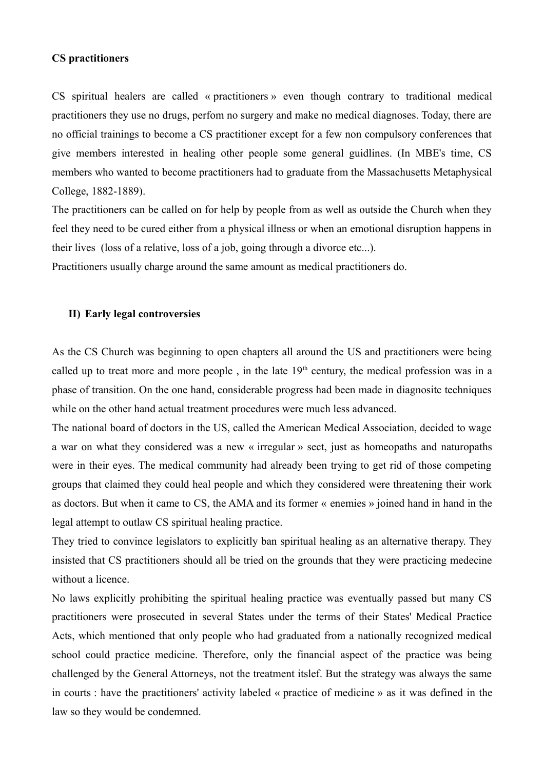**CS practitioners**

CS spiritual healers are called « practitioners » even though contrary to traditional medical practitioners they use no drugs, perfom no surgery and make no medical diagnoses. Today, there are no official trainings to become a CS practitioner except for a few non compulsory conferences that give members interested in healing other people some general guidlines. (In MBE's time, CS members who wanted to become practitioners had to graduate from the Massachusetts Metaphysical College, 1882-1889).

The practitioners can be called on for help by people from as well as outside the Church when they feel they need to be cured either from a physical illness or when an emotional disruption happens in their lives (loss of a relative, loss of a job, going through a divorce etc...).

Practitioners usually charge around the same amount as medical practitioners do.

## II) Early legal controversies

As the CS Church was beginning to open chapters all around the US and practitioners were being called up to treat more and more people , in the late 19th century, the medical profession was in a phase of transition. On the one hand, considerable progress had been made in diagnositc techniques while on the other hand actual treatment procedures were much less advanced.

The national board of doctors in the US, called the American Medical Association, decided to wage a war on what they considered was a new « irregular » sect, just as homeopaths and naturopaths were in their eyes. The medical community had already been trying to get rid of those competing groups that claimed they could heal people and which they considered were threatening their work as doctors. But when it came to CS, the AMA and its former « enemies » joined hand in hand in the legal attempt to outlaw CS spiritual healing practice.

They tried to convince legislators to explicitly ban spiritual healing as an alternative therapy. They insisted that CS practitioners should all be tried on the grounds that they were practicing medecine without a licence.

No laws explicitly prohibiting the spiritual healing practice was eventually passed but many CS practitioners were prosecuted in several States under the terms of their States' Medical Practice Acts, which mentioned that only people who had graduated from a nationally recognized medical school could practice medicine. Therefore, only the financial aspect of the practice was being challenged by the General Attorneys, not the treatment itslef. But the strategy was always the same in courts : have the practitioners' activity labeled « practice of medicine » as it was defined in the law so they would be condemned.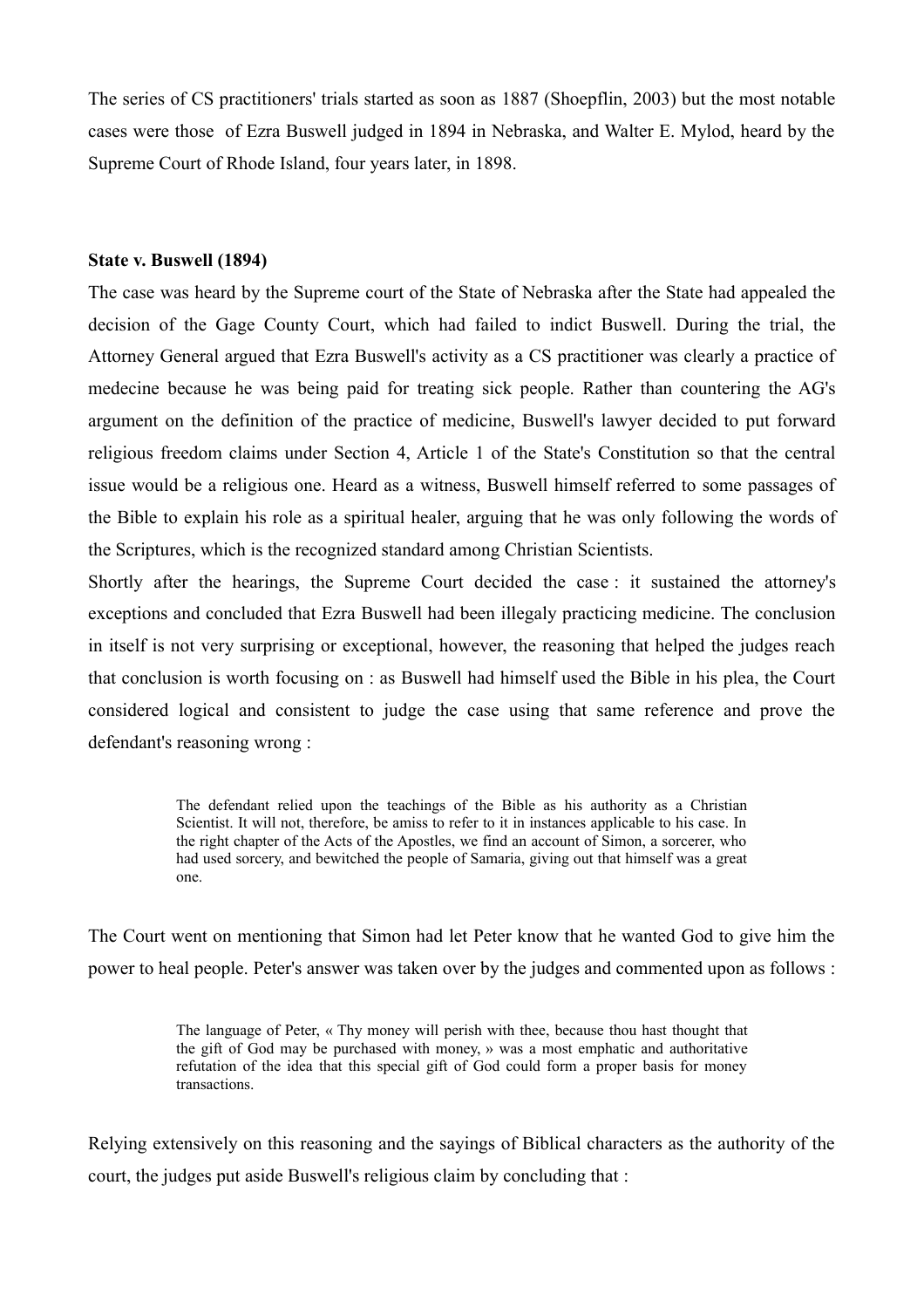The series of CS practitioners' trials started as soon as 1887 (Shoepflin, 2003) but the most notable cases were those of Ezra Buswell judged in 1894 in Nebraska, and Walter E. Mylod, heard by the Supreme Court of Rhode Island, four years later, in 1898.

**State v. Buswell (1894)**

The case was heard by the Supreme court of the State of Nebraska after the State had appealed the decision of the Gage County Court, which had failed to indict Buswell. During the trial, the Attorney General argued that Ezra Buswell's activity as a CS practitioner was clearly a practice of medecine because he was being paid for treating sick people. Rather than countering the AG's argument on the definition of the practice of medicine, Buswell's lawyer decided to put forward religious freedom claims under Section 4, Article 1 of the State's Constitution so that the central issue would be a religious one. Heard as a witness, Buswell himself referred to some passages of the Bible to explain his role as a spiritual healer, arguing that he was only following the words of the Scriptures, which is the recognized standard among Christian Scientists.

Shortly after the hearings, the Supreme Court decided the case : it sustained the attorney's exceptions and concluded that Ezra Buswell had been illegaly practicing medicine. The conclusion in itself is not very surprising or exceptional, however, the reasoning that helped the judges reach that conclusion is worth focusing on : as Buswell had himself used the Bible in his plea, the Court considered logical and consistent to judge the case using that same reference and prove the defendant's reasoning wrong :

> The defendant relied upon the teachings of the Bible as his authority as a Christian Scientist. It will not, therefore, be amiss to refer to it in instances applicable to his case. In the right chapter of the Acts of the Apostles, we find an account of Simon, a sorcerer, who had used sorcery, and bewitched the people of Samaria, giving out that himself was a great one.

The Court went on mentioning that Simon had let Peter know that he wanted God to give him the power to heal people. Peter's answer was taken over by the judges and commented upon as follows :

> The language of Peter, « Thy money will perish with thee, because thou hast thought that the gift of God may be purchased with money, » was a most emphatic and authoritative refutation of the idea that this special gift of God could form a proper basis for money transactions.

Relying extensively on this reasoning and the sayings of Biblical characters as the authority of the court, the judges put aside Buswell's religious claim by concluding that :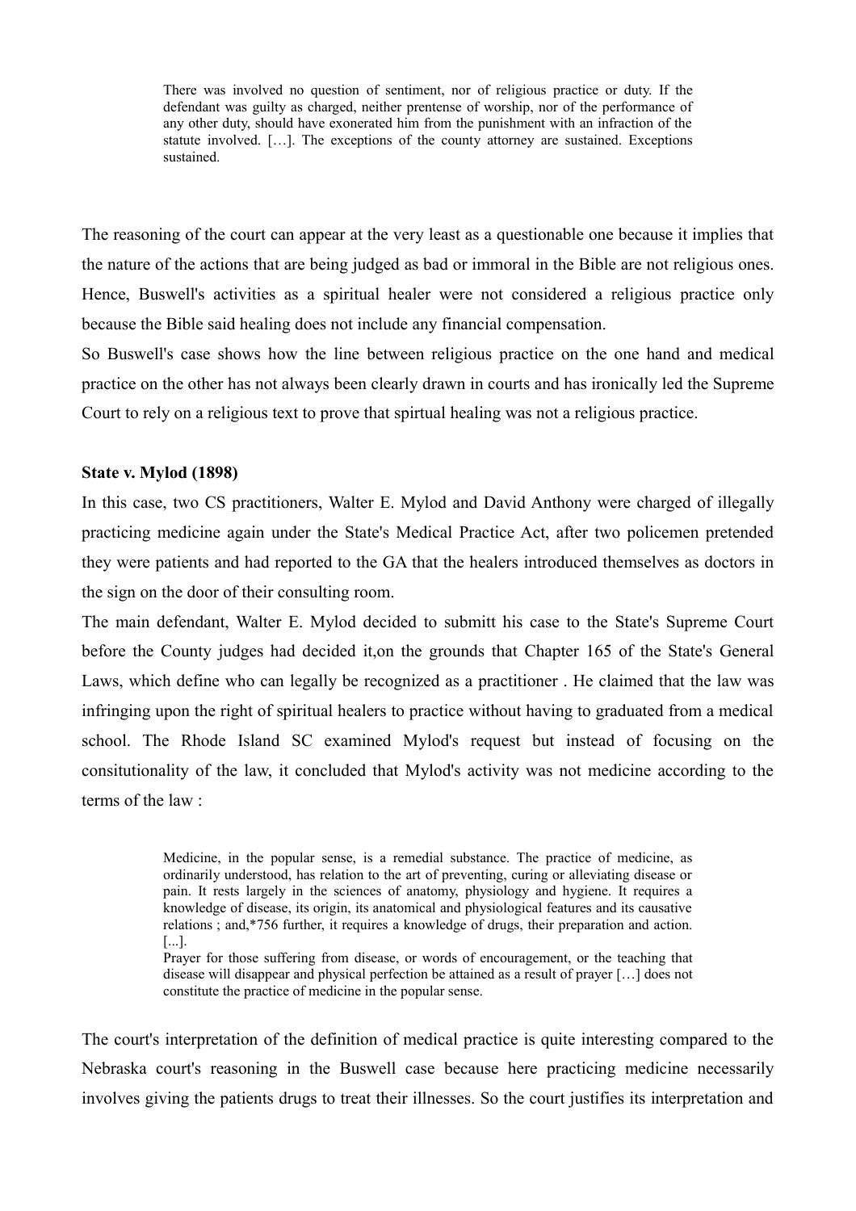> There was involved no question of sentiment, nor of religious practice or duty. If the defendant was guilty as charged, neither prentense of worship, nor of the performance of any other duty, should have exonerated him from the punishment with an infraction of the statute involved. […]. The exceptions of the county attorney are sustained. Exceptions sustained.

The reasoning of the court can appear at the very least as a questionable one because it implies that the nature of the actions that are being judged as bad or immoral in the Bible are not religious ones. Hence, Buswell's activities as a spiritual healer were not considered a religious practice only because the Bible said healing does not include any financial compensation.

So Buswell's case shows how the line between religious practice on the one hand and medical practice on the other has not always been clearly drawn in courts and has ironically led the Supreme Court to rely on a religious text to prove that spirtual healing was not a religious practice.

**State v. Mylod (1898)**

In this case, two CS practitioners, Walter E. Mylod and David Anthony were charged of illegally practicing medicine again under the State's Medical Practice Act, after two policemen pretended they were patients and had reported to the GA that the healers introduced themselves as doctors in the sign on the door of their consulting room.

The main defendant, Walter E. Mylod decided to submitt his case to the State's Supreme Court before the County judges had decided it,on the grounds that Chapter 165 of the State's General Laws, which define who can legally be recognized as a practitioner . He claimed that the law was infringing upon the right of spiritual healers to practice without having to graduated from a medical school. The Rhode Island SC examined Mylod's request but instead of focusing on the consitutionality of the law, it concluded that Mylod's activity was not medicine according to the terms of the law :

> Medicine, in the popular sense, is a remedial substance. The practice of medicine, as ordinarily understood, has relation to the art of preventing, curing or alleviating disease or pain. It rests largely in the sciences of anatomy, physiology and hygiene. It requires a knowledge of disease, its origin, its anatomical and physiological features and its causative relations ; and,*756 further, it requires a knowledge of drugs, their preparation and action. [...].
>
> Prayer for those suffering from disease, or words of encouragement, or the teaching that disease will disappear and physical perfection be attained as a result of prayer […] does not constitute the practice of medicine in the popular sense.

The court's interpretation of the definition of medical practice is quite interesting compared to the Nebraska court's reasoning in the Buswell case because here practicing medicine necessarily involves giving the patients drugs to treat their illnesses. So the court justifies its interpretation and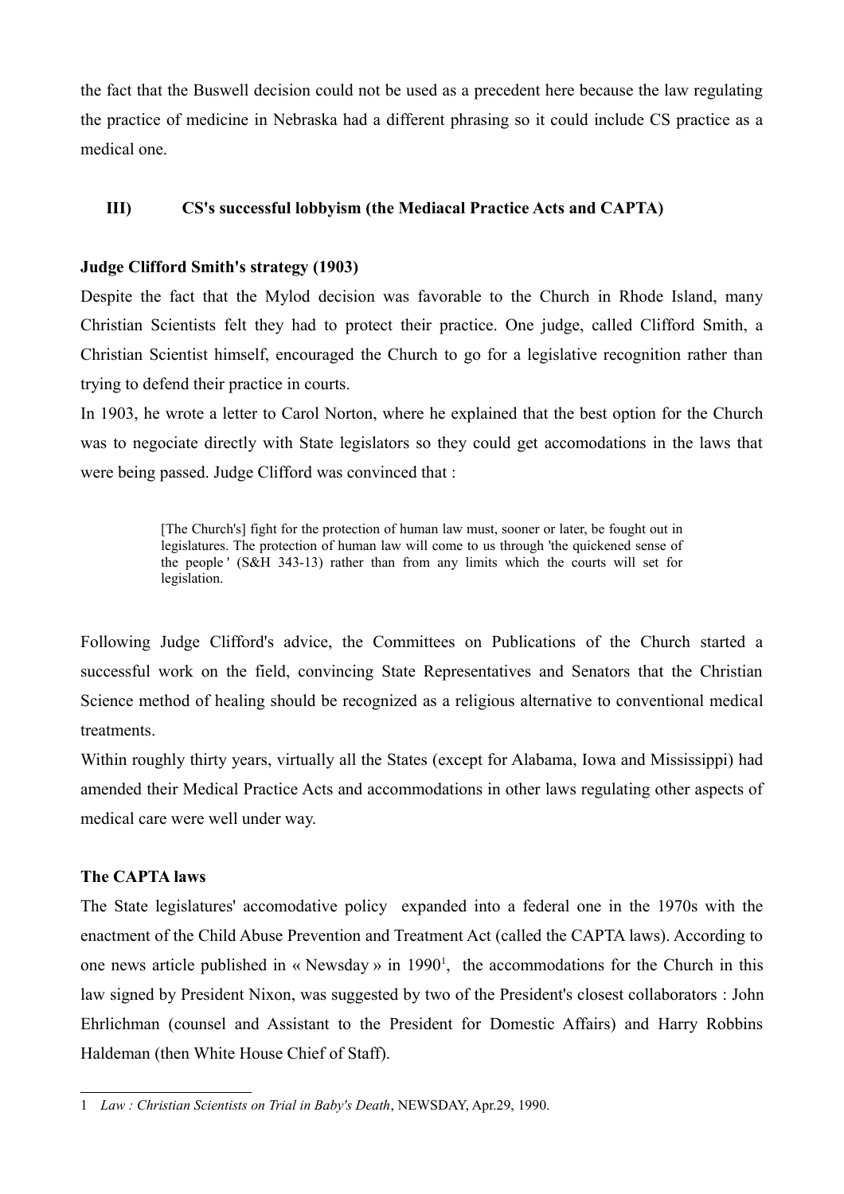the fact that the Buswell decision could not be used as a precedent here because the law regulating the practice of medicine in Nebraska had a different phrasing so it could include CS practice as a medical one.

## III) CS's successful lobbyism (the Mediacal Practice Acts and CAPTA)

**Judge Clifford Smith's strategy (1903)**

Despite the fact that the Mylod decision was favorable to the Church in Rhode Island, many Christian Scientists felt they had to protect their practice. One judge, called Clifford Smith, a Christian Scientist himself, encouraged the Church to go for a legislative recognition rather than trying to defend their practice in courts.

In 1903, he wrote a letter to Carol Norton, where he explained that the best option for the Church was to negociate directly with State legislators so they could get accomodations in the laws that were being passed. Judge Clifford was convinced that :

> [The Church's] fight for the protection of human law must, sooner or later, be fought out in legislatures. The protection of human law will come to us through 'the quickened sense of the people ' (S&H 343-13) rather than from any limits which the courts will set for legislation.

Following Judge Clifford's advice, the Committees on Publications of the Church started a successful work on the field, convincing State Representatives and Senators that the Christian Science method of healing should be recognized as a religious alternative to conventional medical treatments.

Within roughly thirty years, virtually all the States (except for Alabama, Iowa and Mississippi) had amended their Medical Practice Acts and accommodations in other laws regulating other aspects of medical care were well under way.

**The CAPTA laws**

The State legislatures' accomodative policy expanded into a federal one in the 1970s with the enactment of the Child Abuse Prevention and Treatment Act (called the CAPTA laws). According to one news article published in « Newsday » in 1990[1], the accommodations for the Church in this law signed by President Nixon, was suggested by two of the President's closest collaborators : John Ehrlichman (counsel and Assistant to the President for Domestic Affairs) and Harry Robbins Haldeman (then White House Chief of Staff).

---

1 *Law : Christian Scientists on Trial in Baby's Death*, NEWSDAY, Apr.29, 1990.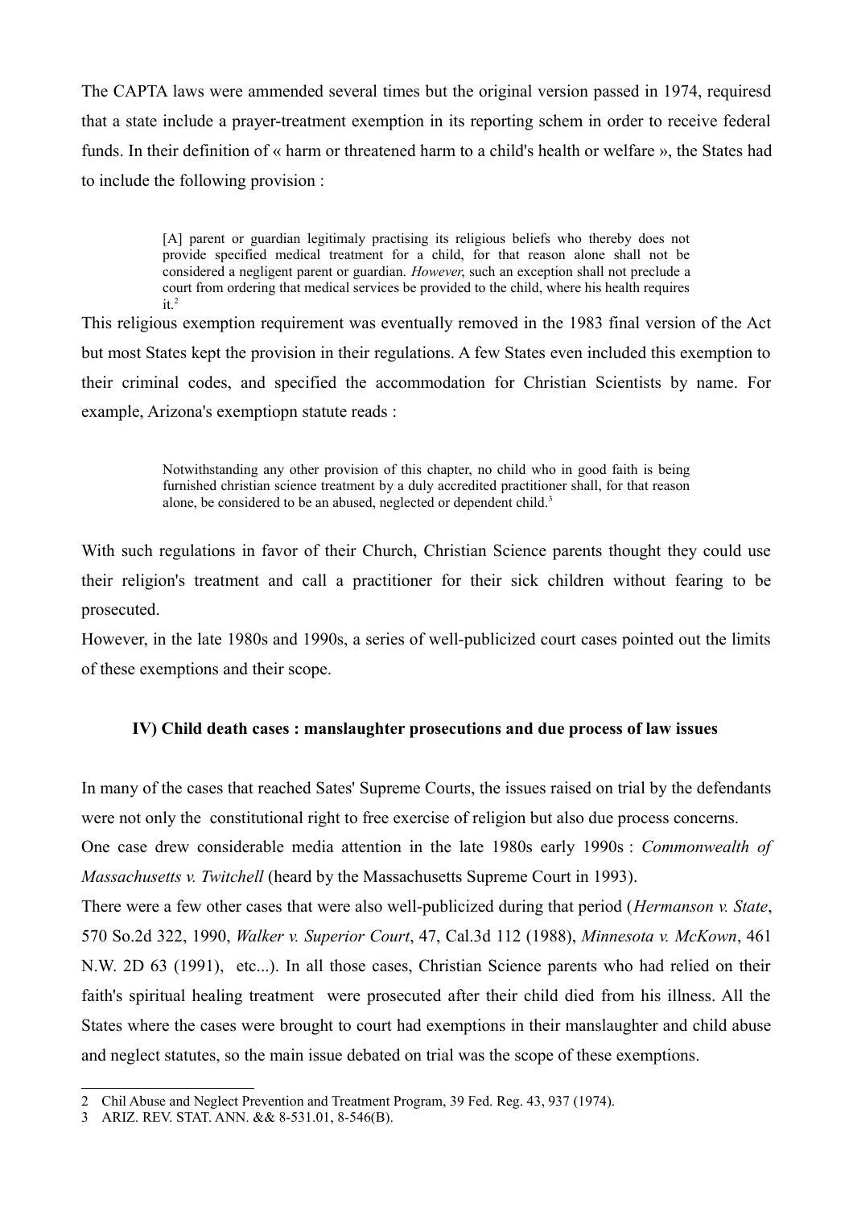The CAPTA laws were ammended several times but the original version passed in 1974, requiresd that a state include a prayer-treatment exemption in its reporting schem in order to receive federal funds. In their definition of « harm or threatened harm to a child's health or welfare », the States had to include the following provision :

> [A] parent or guardian legitimaly practising its religious beliefs who thereby does not provide specified medical treatment for a child, for that reason alone shall not be considered a negligent parent or guardian. *However*, such an exception shall not preclude a court from ordering that medical services be provided to the child, where his health requires it.[2]

This religious exemption requirement was eventually removed in the 1983 final version of the Act but most States kept the provision in their regulations. A few States even included this exemption to their criminal codes, and specified the accommodation for Christian Scientists by name. For example, Arizona's exemptiopn statute reads :

> Notwithstanding any other provision of this chapter, no child who in good faith is being furnished christian science treatment by a duly accredited practitioner shall, for that reason alone, be considered to be an abused, neglected or dependent child.[3]

With such regulations in favor of their Church, Christian Science parents thought they could use their religion's treatment and call a practitioner for their sick children without fearing to be prosecuted.

However, in the late 1980s and 1990s, a series of well-publicized court cases pointed out the limits of these exemptions and their scope.

### IV) Child death cases : manslaughter prosecutions and due process of law issues

In many of the cases that reached Sates' Supreme Courts, the issues raised on trial by the defendants were not only the constitutional right to free exercise of religion but also due process concerns.

One case drew considerable media attention in the late 1980s early 1990s : *Commonwealth of Massachusetts v. Twitchell* (heard by the Massachusetts Supreme Court in 1993).

There were a few other cases that were also well-publicized during that period (*Hermanson v. State*, 570 So.2d 322, 1990, *Walker v. Superior Court*, 47, Cal.3d 112 (1988), *Minnesota v. McKown*, 461 N.W. 2D 63 (1991), etc...). In all those cases, Christian Science parents who had relied on their faith's spiritual healing treatment were prosecuted after their child died from his illness. All the States where the cases were brought to court had exemptions in their manslaughter and child abuse and neglect statutes, so the main issue debated on trial was the scope of these exemptions.

---

2 Chil Abuse and Neglect Prevention and Treatment Program, 39 Fed. Reg. 43, 937 (1974).

3 ARIZ. REV. STAT. ANN. && 8-531.01, 8-546(B).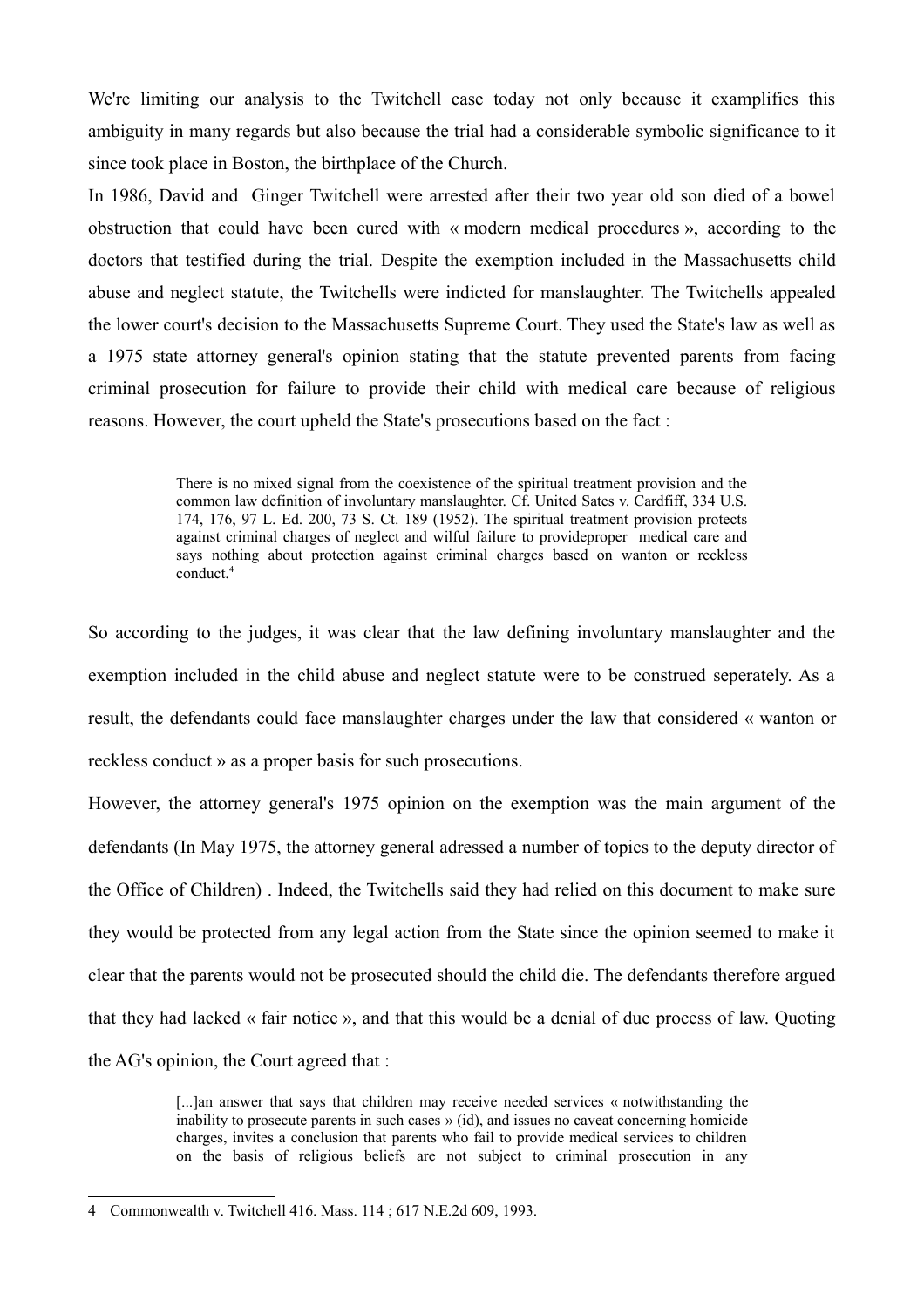We're limiting our analysis to the Twitchell case today not only because it examplifies this ambiguity in many regards but also because the trial had a considerable symbolic significance to it since took place in Boston, the birthplace of the Church.

In 1986, David and Ginger Twitchell were arrested after their two year old son died of a bowel obstruction that could have been cured with « modern medical procedures », according to the doctors that testified during the trial. Despite the exemption included in the Massachusetts child abuse and neglect statute, the Twitchells were indicted for manslaughter. The Twitchells appealed the lower court's decision to the Massachusetts Supreme Court. They used the State's law as well as a 1975 state attorney general's opinion stating that the statute prevented parents from facing criminal prosecution for failure to provide their child with medical care because of religious reasons. However, the court upheld the State's prosecutions based on the fact :

> There is no mixed signal from the coexistence of the spiritual treatment provision and the common law definition of involuntary manslaughter. Cf. United Sates v. Cardfiff, 334 U.S. 174, 176, 97 L. Ed. 200, 73 S. Ct. 189 (1952). The spiritual treatment provision protects against criminal charges of neglect and wilful failure to provideproper medical care and says nothing about protection against criminal charges based on wanton or reckless conduct.[4]

So according to the judges, it was clear that the law defining involuntary manslaughter and the exemption included in the child abuse and neglect statute were to be construed seperately. As a result, the defendants could face manslaughter charges under the law that considered « wanton or reckless conduct » as a proper basis for such prosecutions.

However, the attorney general's 1975 opinion on the exemption was the main argument of the defendants (In May 1975, the attorney general adressed a number of topics to the deputy director of the Office of Children) . Indeed, the Twitchells said they had relied on this document to make sure they would be protected from any legal action from the State since the opinion seemed to make it clear that the parents would not be prosecuted should the child die. The defendants therefore argued that they had lacked « fair notice », and that this would be a denial of due process of law. Quoting the AG's opinion, the Court agreed that :

> [...]an answer that says that children may receive needed services « notwithstanding the inability to prosecute parents in such cases » (id), and issues no caveat concerning homicide charges, invites a conclusion that parents who fail to provide medical services to children on the basis of religious beliefs are not subject to criminal prosecution in any

---

4 Commonwealth v. Twitchell 416. Mass. 114 ; 617 N.E.2d 609, 1993.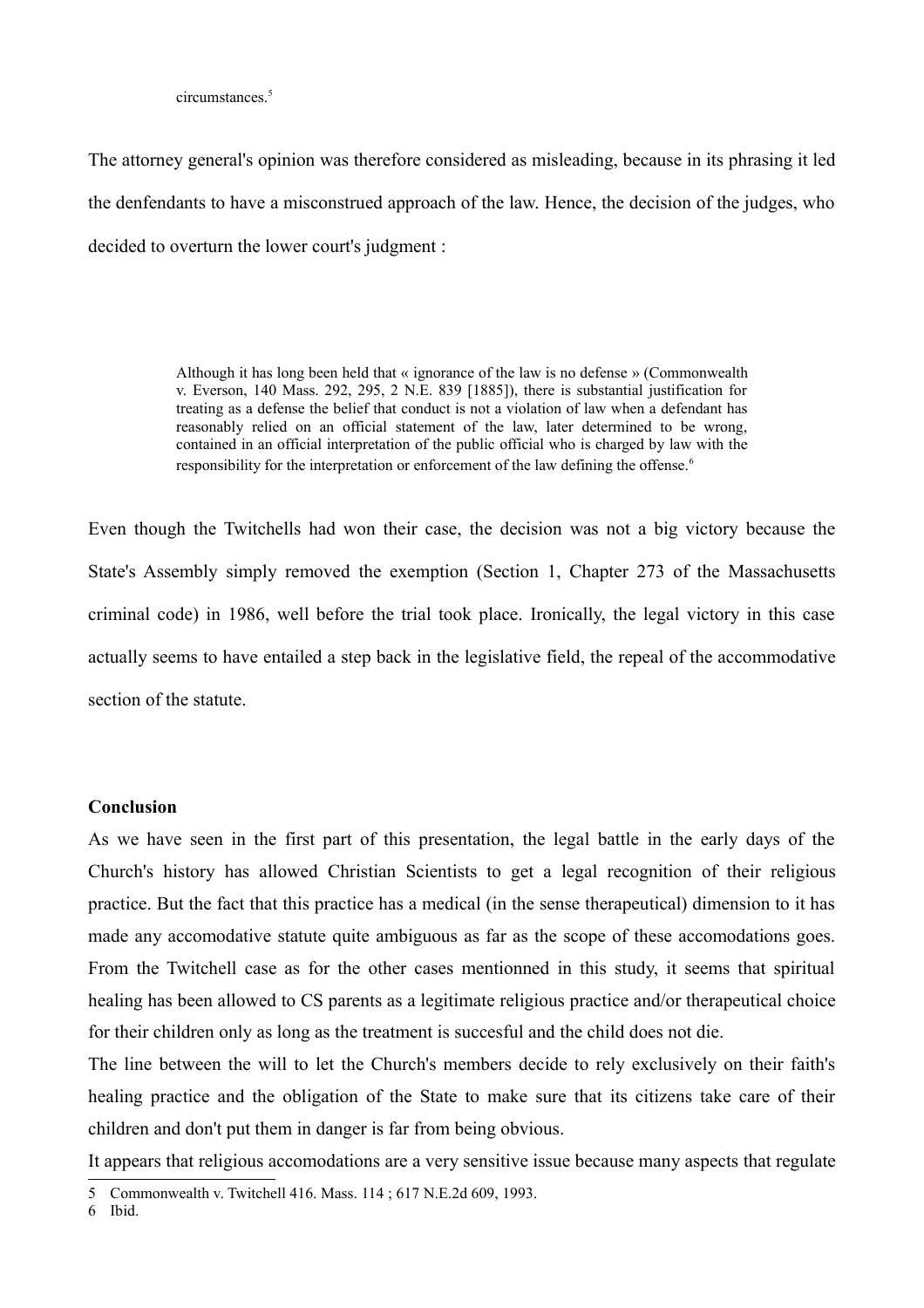circumstances.[5]

The attorney general's opinion was therefore considered as misleading, because in its phrasing it led the denfendants to have a misconstrued approach of the law. Hence, the decision of the judges, who decided to overturn the lower court's judgment :

> Although it has long been held that « ignorance of the law is no defense » (Commonwealth v. Everson, 140 Mass. 292, 295, 2 N.E. 839 [1885]), there is substantial justification for treating as a defense the belief that conduct is not a violation of law when a defendant has reasonably relied on an official statement of the law, later determined to be wrong, contained in an official interpretation of the public official who is charged by law with the responsibility for the interpretation or enforcement of the law defining the offense.[6]

Even though the Twitchells had won their case, the decision was not a big victory because the State's Assembly simply removed the exemption (Section 1, Chapter 273 of the Massachusetts criminal code) in 1986, well before the trial took place. Ironically, the legal victory in this case actually seems to have entailed a step back in the legislative field, the repeal of the accommodative section of the statute.

**Conclusion**

As we have seen in the first part of this presentation, the legal battle in the early days of the Church's history has allowed Christian Scientists to get a legal recognition of their religious practice. But the fact that this practice has a medical (in the sense therapeutical) dimension to it has made any accomodative statute quite ambiguous as far as the scope of these accomodations goes. From the Twitchell case as for the other cases mentionned in this study, it seems that spiritual healing has been allowed to CS parents as a legitimate religious practice and/or therapeutical choice for their children only as long as the treatment is succesful and the child does not die.

The line between the will to let the Church's members decide to rely exclusively on their faith's healing practice and the obligation of the State to make sure that its citizens take care of their children and don't put them in danger is far from being obvious.

It appears that religious accomodations are a very sensitive issue because many aspects that regulate

5 Commonwealth v. Twitchell 416. Mass. 114 ; 617 N.E.2d 609, 1993.

6 Ibid.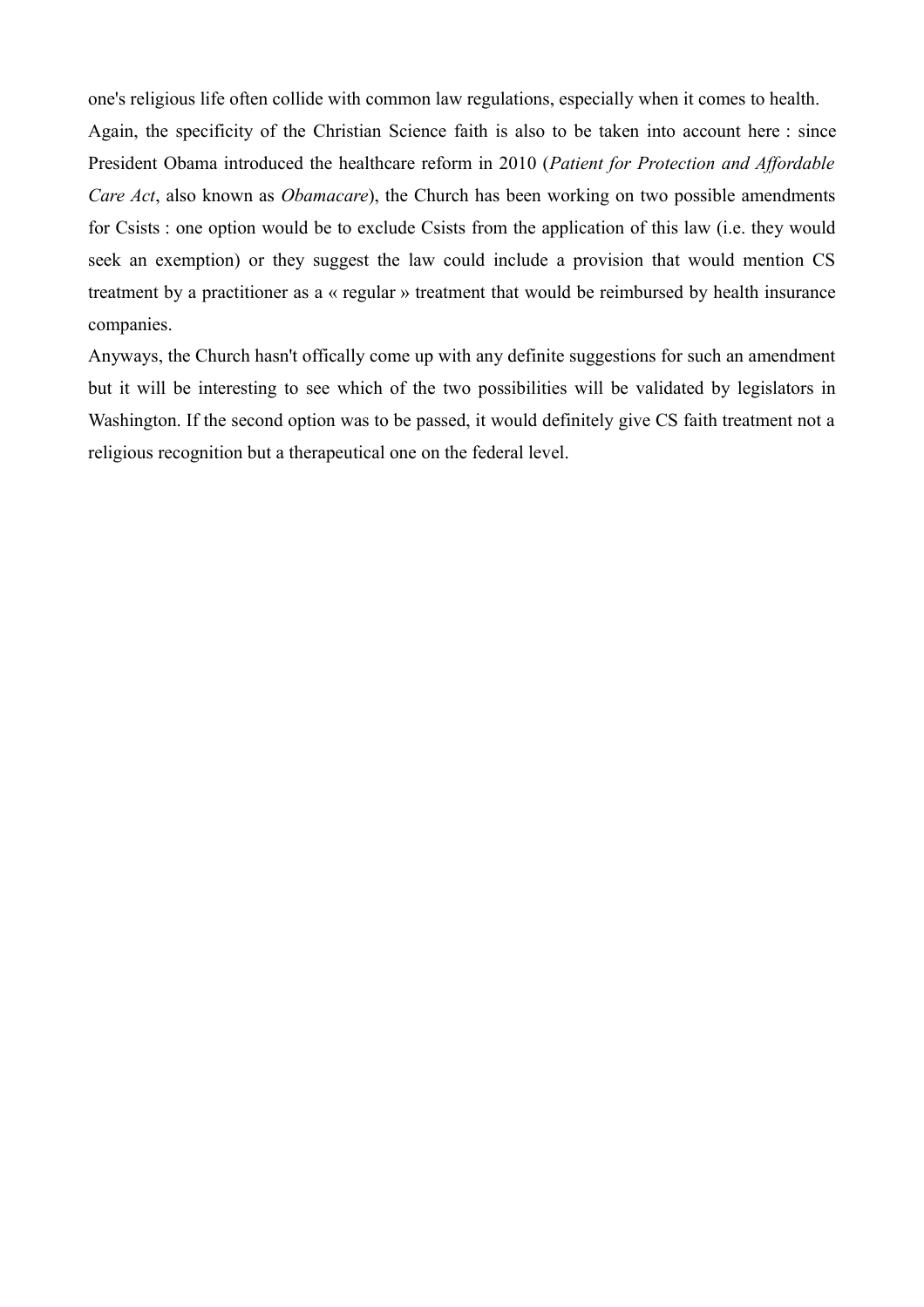one's religious life often collide with common law regulations, especially when it comes to health.

Again, the specificity of the Christian Science faith is also to be taken into account here : since President Obama introduced the healthcare reform in 2010 (*Patient for Protection and Affordable Care Act*, also known as *Obamacare*), the Church has been working on two possible amendments for Csists : one option would be to exclude Csists from the application of this law (i.e. they would seek an exemption) or they suggest the law could include a provision that would mention CS treatment by a practitioner as a « regular » treatment that would be reimbursed by health insurance companies.

Anyways, the Church hasn't offically come up with any definite suggestions for such an amendment but it will be interesting to see which of the two possibilities will be validated by legislators in Washington. If the second option was to be passed, it would definitely give CS faith treatment not a religious recognition but a therapeutical one on the federal level.